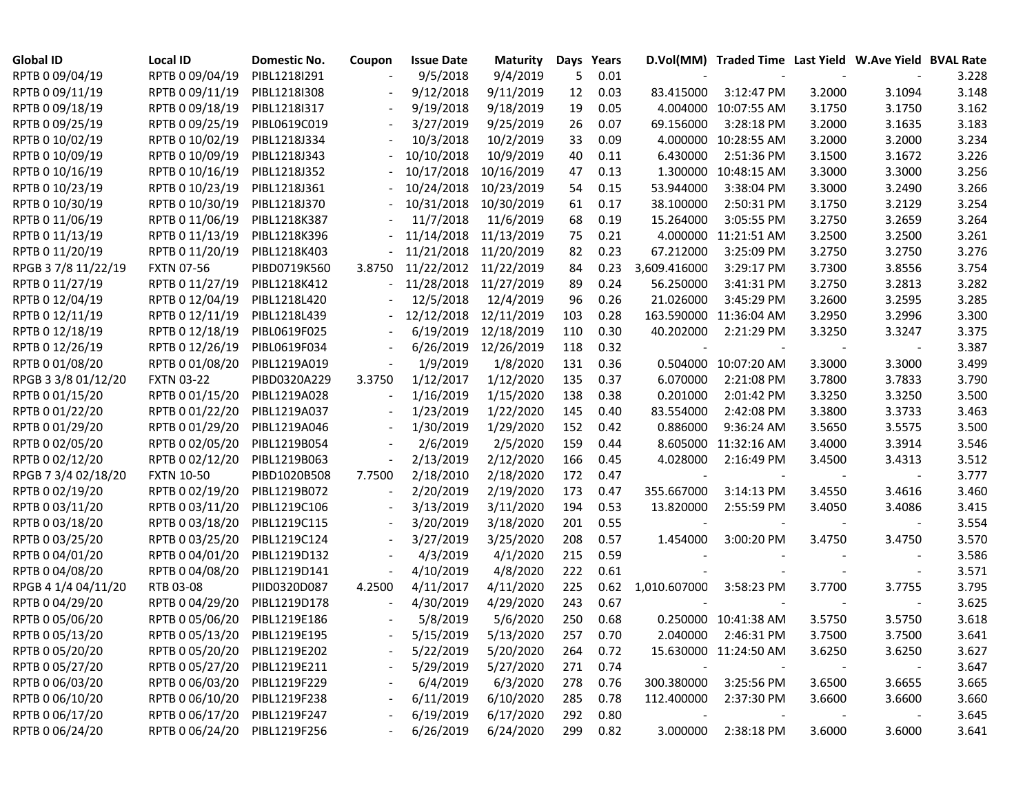| Global ID | Local ID | Domestic No. | Coupon | Issue Date | Maturity | Days | Years | D.Vol(MM) | Traded Time | Last Yield | W.Ave Yield | BVAL Rate |
|---|---|---|---|---|---|---|---|---|---|---|---|---|
| RPTB 0 09/04/19 | RPTB 0 09/04/19 | PIBL1218I291 | - | 9/5/2018 | 9/4/2019 | 5 | 0.01 | - | - | - | - | 3.228 |
| RPTB 0 09/11/19 | RPTB 0 09/11/19 | PIBL1218I308 | - | 9/12/2018 | 9/11/2019 | 12 | 0.03 | 83.415000 | 3:12:47 PM | 3.2000 | 3.1094 | 3.148 |
| RPTB 0 09/18/19 | RPTB 0 09/18/19 | PIBL1218I317 | - | 9/19/2018 | 9/18/2019 | 19 | 0.05 | 4.004000 | 10:07:55 AM | 3.1750 | 3.1750 | 3.162 |
| RPTB 0 09/25/19 | RPTB 0 09/25/19 | PIBL0619C019 | - | 3/27/2019 | 9/25/2019 | 26 | 0.07 | 69.156000 | 3:28:18 PM | 3.2000 | 3.1635 | 3.183 |
| RPTB 0 10/02/19 | RPTB 0 10/02/19 | PIBL1218J334 | - | 10/3/2018 | 10/2/2019 | 33 | 0.09 | 4.000000 | 10:28:55 AM | 3.2000 | 3.2000 | 3.234 |
| RPTB 0 10/09/19 | RPTB 0 10/09/19 | PIBL1218J343 | - | 10/10/2018 | 10/9/2019 | 40 | 0.11 | 6.430000 | 2:51:36 PM | 3.1500 | 3.1672 | 3.226 |
| RPTB 0 10/16/19 | RPTB 0 10/16/19 | PIBL1218J352 | - | 10/17/2018 | 10/16/2019 | 47 | 0.13 | 1.300000 | 10:48:15 AM | 3.3000 | 3.3000 | 3.256 |
| RPTB 0 10/23/19 | RPTB 0 10/23/19 | PIBL1218J361 | - | 10/24/2018 | 10/23/2019 | 54 | 0.15 | 53.944000 | 3:38:04 PM | 3.3000 | 3.2490 | 3.266 |
| RPTB 0 10/30/19 | RPTB 0 10/30/19 | PIBL1218J370 | - | 10/31/2018 | 10/30/2019 | 61 | 0.17 | 38.100000 | 2:50:31 PM | 3.1750 | 3.2129 | 3.254 |
| RPTB 0 11/06/19 | RPTB 0 11/06/19 | PIBL1218K387 | - | 11/7/2018 | 11/6/2019 | 68 | 0.19 | 15.264000 | 3:05:55 PM | 3.2750 | 3.2659 | 3.264 |
| RPTB 0 11/13/19 | RPTB 0 11/13/19 | PIBL1218K396 | - | 11/14/2018 | 11/13/2019 | 75 | 0.21 | 4.000000 | 11:21:51 AM | 3.2500 | 3.2500 | 3.261 |
| RPTB 0 11/20/19 | RPTB 0 11/20/19 | PIBL1218K403 | - | 11/21/2018 | 11/20/2019 | 82 | 0.23 | 67.212000 | 3:25:09 PM | 3.2750 | 3.2750 | 3.276 |
| RPGB 3 7/8 11/22/19 | FXTN 07-56 | PIBD0719K560 | 3.8750 | 11/22/2012 | 11/22/2019 | 84 | 0.23 | 3,609.416000 | 3:29:17 PM | 3.7300 | 3.8556 | 3.754 |
| RPTB 0 11/27/19 | RPTB 0 11/27/19 | PIBL1218K412 | - | 11/28/2018 | 11/27/2019 | 89 | 0.24 | 56.250000 | 3:41:31 PM | 3.2750 | 3.2813 | 3.282 |
| RPTB 0 12/04/19 | RPTB 0 12/04/19 | PIBL1218L420 | - | 12/5/2018 | 12/4/2019 | 96 | 0.26 | 21.026000 | 3:45:29 PM | 3.2600 | 3.2595 | 3.285 |
| RPTB 0 12/11/19 | RPTB 0 12/11/19 | PIBL1218L439 | - | 12/12/2018 | 12/11/2019 | 103 | 0.28 | 163.590000 | 11:36:04 AM | 3.2950 | 3.2996 | 3.300 |
| RPTB 0 12/18/19 | RPTB 0 12/18/19 | PIBL0619F025 | - | 6/19/2019 | 12/18/2019 | 110 | 0.30 | 40.202000 | 2:21:29 PM | 3.3250 | 3.3247 | 3.375 |
| RPTB 0 12/26/19 | RPTB 0 12/26/19 | PIBL0619F034 | - | 6/26/2019 | 12/26/2019 | 118 | 0.32 | - | - | - | - | 3.387 |
| RPTB 0 01/08/20 | RPTB 0 01/08/20 | PIBL1219A019 | - | 1/9/2019 | 1/8/2020 | 131 | 0.36 | 0.504000 | 10:07:20 AM | 3.3000 | 3.3000 | 3.499 |
| RPGB 3 3/8 01/12/20 | FXTN 03-22 | PIBD0320A229 | 3.3750 | 1/12/2017 | 1/12/2020 | 135 | 0.37 | 6.070000 | 2:21:08 PM | 3.7800 | 3.7833 | 3.790 |
| RPTB 0 01/15/20 | RPTB 0 01/15/20 | PIBL1219A028 | - | 1/16/2019 | 1/15/2020 | 138 | 0.38 | 0.201000 | 2:01:42 PM | 3.3250 | 3.3250 | 3.500 |
| RPTB 0 01/22/20 | RPTB 0 01/22/20 | PIBL1219A037 | - | 1/23/2019 | 1/22/2020 | 145 | 0.40 | 83.554000 | 2:42:08 PM | 3.3800 | 3.3733 | 3.463 |
| RPTB 0 01/29/20 | RPTB 0 01/29/20 | PIBL1219A046 | - | 1/30/2019 | 1/29/2020 | 152 | 0.42 | 0.886000 | 9:36:24 AM | 3.5650 | 3.5575 | 3.500 |
| RPTB 0 02/05/20 | RPTB 0 02/05/20 | PIBL1219B054 | - | 2/6/2019 | 2/5/2020 | 159 | 0.44 | 8.605000 | 11:32:16 AM | 3.4000 | 3.3914 | 3.546 |
| RPTB 0 02/12/20 | RPTB 0 02/12/20 | PIBL1219B063 | - | 2/13/2019 | 2/12/2020 | 166 | 0.45 | 4.028000 | 2:16:49 PM | 3.4500 | 3.4313 | 3.512 |
| RPGB 7 3/4 02/18/20 | FXTN 10-50 | PIBD1020B508 | 7.7500 | 2/18/2010 | 2/18/2020 | 172 | 0.47 | - | - | - | - | 3.777 |
| RPTB 0 02/19/20 | RPTB 0 02/19/20 | PIBL1219B072 | - | 2/20/2019 | 2/19/2020 | 173 | 0.47 | 355.667000 | 3:14:13 PM | 3.4550 | 3.4616 | 3.460 |
| RPTB 0 03/11/20 | RPTB 0 03/11/20 | PIBL1219C106 | - | 3/13/2019 | 3/11/2020 | 194 | 0.53 | 13.820000 | 2:55:59 PM | 3.4050 | 3.4086 | 3.415 |
| RPTB 0 03/18/20 | RPTB 0 03/18/20 | PIBL1219C115 | - | 3/20/2019 | 3/18/2020 | 201 | 0.55 | - | - | - | - | 3.554 |
| RPTB 0 03/25/20 | RPTB 0 03/25/20 | PIBL1219C124 | - | 3/27/2019 | 3/25/2020 | 208 | 0.57 | 1.454000 | 3:00:20 PM | 3.4750 | 3.4750 | 3.570 |
| RPTB 0 04/01/20 | RPTB 0 04/01/20 | PIBL1219D132 | - | 4/3/2019 | 4/1/2020 | 215 | 0.59 | - | - | - | - | 3.586 |
| RPTB 0 04/08/20 | RPTB 0 04/08/20 | PIBL1219D141 | - | 4/10/2019 | 4/8/2020 | 222 | 0.61 | - | - | - | - | 3.571 |
| RPGB 4 1/4 04/11/20 | RTB 03-08 | PIID0320D087 | 4.2500 | 4/11/2017 | 4/11/2020 | 225 | 0.62 | 1,010.607000 | 3:58:23 PM | 3.7700 | 3.7755 | 3.795 |
| RPTB 0 04/29/20 | RPTB 0 04/29/20 | PIBL1219D178 | - | 4/30/2019 | 4/29/2020 | 243 | 0.67 | - | - | - | - | 3.625 |
| RPTB 0 05/06/20 | RPTB 0 05/06/20 | PIBL1219E186 | - | 5/8/2019 | 5/6/2020 | 250 | 0.68 | 0.250000 | 10:41:38 AM | 3.5750 | 3.5750 | 3.618 |
| RPTB 0 05/13/20 | RPTB 0 05/13/20 | PIBL1219E195 | - | 5/15/2019 | 5/13/2020 | 257 | 0.70 | 2.040000 | 2:46:31 PM | 3.7500 | 3.7500 | 3.641 |
| RPTB 0 05/20/20 | RPTB 0 05/20/20 | PIBL1219E202 | - | 5/22/2019 | 5/20/2020 | 264 | 0.72 | 15.630000 | 11:24:50 AM | 3.6250 | 3.6250 | 3.627 |
| RPTB 0 05/27/20 | RPTB 0 05/27/20 | PIBL1219E211 | - | 5/29/2019 | 5/27/2020 | 271 | 0.74 | - | - | - | - | 3.647 |
| RPTB 0 06/03/20 | RPTB 0 06/03/20 | PIBL1219F229 | - | 6/4/2019 | 6/3/2020 | 278 | 0.76 | 300.380000 | 3:25:56 PM | 3.6500 | 3.6655 | 3.665 |
| RPTB 0 06/10/20 | RPTB 0 06/10/20 | PIBL1219F238 | - | 6/11/2019 | 6/10/2020 | 285 | 0.78 | 112.400000 | 2:37:30 PM | 3.6600 | 3.6600 | 3.660 |
| RPTB 0 06/17/20 | RPTB 0 06/17/20 | PIBL1219F247 | - | 6/19/2019 | 6/17/2020 | 292 | 0.80 | - | - | - | - | 3.645 |
| RPTB 0 06/24/20 | RPTB 0 06/24/20 | PIBL1219F256 | - | 6/26/2019 | 6/24/2020 | 299 | 0.82 | 3.000000 | 2:38:18 PM | 3.6000 | 3.6000 | 3.641 |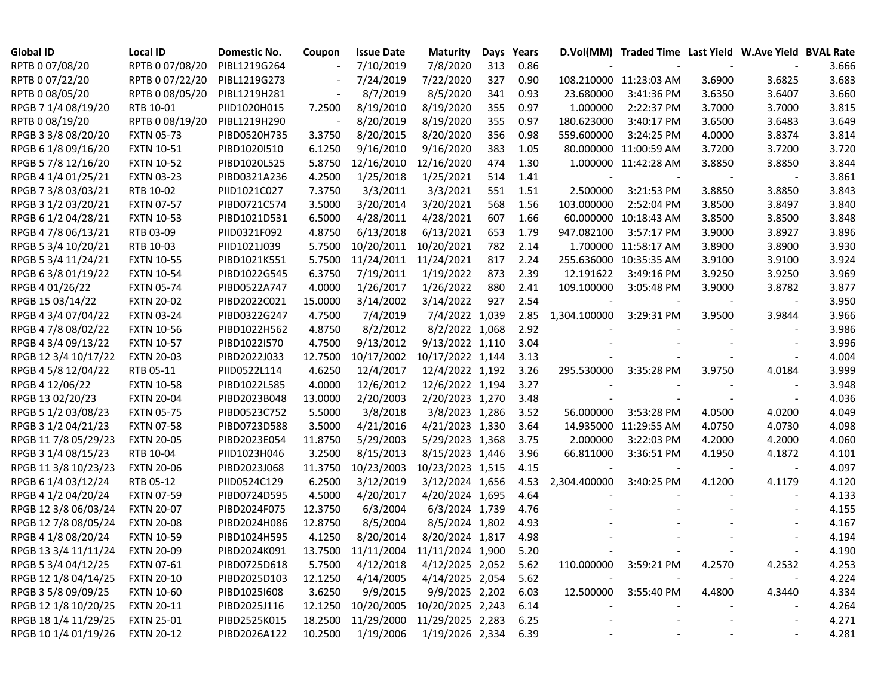| Global ID | Local ID | Domestic No. | Coupon | Issue Date | Maturity | Days | Years | D.Vol(MM) | Traded Time | Last Yield | W.Ave Yield | BVAL Rate |
|---|---|---|---|---|---|---|---|---|---|---|---|---|
| RPTB 0 07/08/20 | RPTB 0 07/08/20 | PIBL1219G264 | - | 7/10/2019 | 7/8/2020 | 313 | 0.86 | - | - | - | - | 3.666 |
| RPTB 0 07/22/20 | RPTB 0 07/22/20 | PIBL1219G273 | - | 7/24/2019 | 7/22/2020 | 327 | 0.90 | 108.210000 | 11:23:03 AM | 3.6900 | 3.6825 | 3.683 |
| RPTB 0 08/05/20 | RPTB 0 08/05/20 | PIBL1219H281 | - | 8/7/2019 | 8/5/2020 | 341 | 0.93 | 23.680000 | 3:41:36 PM | 3.6350 | 3.6407 | 3.660 |
| RPGB 7 1/4 08/19/20 | RTB 10-01 | PIID1020H015 | 7.2500 | 8/19/2010 | 8/19/2020 | 355 | 0.97 | 1.000000 | 2:22:37 PM | 3.7000 | 3.7000 | 3.815 |
| RPTB 0 08/19/20 | RPTB 0 08/19/20 | PIBL1219H290 | - | 8/20/2019 | 8/19/2020 | 355 | 0.97 | 180.623000 | 3:40:17 PM | 3.6500 | 3.6483 | 3.649 |
| RPGB 3 3/8 08/20/20 | FXTN 05-73 | PIBD0520H735 | 3.3750 | 8/20/2015 | 8/20/2020 | 356 | 0.98 | 559.600000 | 3:24:25 PM | 4.0000 | 3.8374 | 3.814 |
| RPGB 6 1/8 09/16/20 | FXTN 10-51 | PIBD1020I510 | 6.1250 | 9/16/2010 | 9/16/2020 | 383 | 1.05 | 80.000000 | 11:00:59 AM | 3.7200 | 3.7200 | 3.720 |
| RPGB 5 7/8 12/16/20 | FXTN 10-52 | PIBD1020L525 | 5.8750 | 12/16/2010 | 12/16/2020 | 474 | 1.30 | 1.000000 | 11:42:28 AM | 3.8850 | 3.8850 | 3.844 |
| RPGB 4 1/4 01/25/21 | FXTN 03-23 | PIBD0321A236 | 4.2500 | 1/25/2018 | 1/25/2021 | 514 | 1.41 | - | - | - | - | 3.861 |
| RPGB 7 3/8 03/03/21 | RTB 10-02 | PIID1021C027 | 7.3750 | 3/3/2011 | 3/3/2021 | 551 | 1.51 | 2.500000 | 3:21:53 PM | 3.8850 | 3.8850 | 3.843 |
| RPGB 3 1/2 03/20/21 | FXTN 07-57 | PIBD0721C574 | 3.5000 | 3/20/2014 | 3/20/2021 | 568 | 1.56 | 103.000000 | 2:52:04 PM | 3.8500 | 3.8497 | 3.840 |
| RPGB 6 1/2 04/28/21 | FXTN 10-53 | PIBD1021D531 | 6.5000 | 4/28/2011 | 4/28/2021 | 607 | 1.66 | 60.000000 | 10:18:43 AM | 3.8500 | 3.8500 | 3.848 |
| RPGB 4 7/8 06/13/21 | RTB 03-09 | PIID0321F092 | 4.8750 | 6/13/2018 | 6/13/2021 | 653 | 1.79 | 947.082100 | 3:57:17 PM | 3.9000 | 3.8927 | 3.896 |
| RPGB 5 3/4 10/20/21 | RTB 10-03 | PIID1021J039 | 5.7500 | 10/20/2011 | 10/20/2021 | 782 | 2.14 | 1.700000 | 11:58:17 AM | 3.8900 | 3.8900 | 3.930 |
| RPGB 5 3/4 11/24/21 | FXTN 10-55 | PIBD1021K551 | 5.7500 | 11/24/2011 | 11/24/2021 | 817 | 2.24 | 255.636000 | 10:35:35 AM | 3.9100 | 3.9100 | 3.924 |
| RPGB 6 3/8 01/19/22 | FXTN 10-54 | PIBD1022G545 | 6.3750 | 7/19/2011 | 1/19/2022 | 873 | 2.39 | 12.191622 | 3:49:16 PM | 3.9250 | 3.9250 | 3.969 |
| RPGB 4 01/26/22 | FXTN 05-74 | PIBD0522A747 | 4.0000 | 1/26/2017 | 1/26/2022 | 880 | 2.41 | 109.100000 | 3:05:48 PM | 3.9000 | 3.8782 | 3.877 |
| RPGB 15 03/14/22 | FXTN 20-02 | PIBD2022C021 | 15.0000 | 3/14/2002 | 3/14/2022 | 927 | 2.54 | - | - | - | - | 3.950 |
| RPGB 4 3/4 07/04/22 | FXTN 03-24 | PIBD0322G247 | 4.7500 | 7/4/2019 | 7/4/2022 | 1,039 | 2.85 | 1,304.100000 | 3:29:31 PM | 3.9500 | 3.9844 | 3.966 |
| RPGB 4 7/8 08/02/22 | FXTN 10-56 | PIBD1022H562 | 4.8750 | 8/2/2012 | 8/2/2022 | 1,068 | 2.92 | - | - | - | - | 3.986 |
| RPGB 4 3/4 09/13/22 | FXTN 10-57 | PIBD1022I570 | 4.7500 | 9/13/2012 | 9/13/2022 | 1,110 | 3.04 | - | - | - | - | 3.996 |
| RPGB 12 3/4 10/17/22 | FXTN 20-03 | PIBD2022J033 | 12.7500 | 10/17/2002 | 10/17/2022 | 1,144 | 3.13 | - | - | - | - | 4.004 |
| RPGB 4 5/8 12/04/22 | RTB 05-11 | PIID0522L114 | 4.6250 | 12/4/2017 | 12/4/2022 | 1,192 | 3.26 | 295.530000 | 3:35:28 PM | 3.9750 | 4.0184 | 3.999 |
| RPGB 4 12/06/22 | FXTN 10-58 | PIBD1022L585 | 4.0000 | 12/6/2012 | 12/6/2022 | 1,194 | 3.27 | - | - | - | - | 3.948 |
| RPGB 13 02/20/23 | FXTN 20-04 | PIBD2023B048 | 13.0000 | 2/20/2003 | 2/20/2023 | 1,270 | 3.48 | - | - | - | - | 4.036 |
| RPGB 5 1/2 03/08/23 | FXTN 05-75 | PIBD0523C752 | 5.5000 | 3/8/2018 | 3/8/2023 | 1,286 | 3.52 | 56.000000 | 3:53:28 PM | 4.0500 | 4.0200 | 4.049 |
| RPGB 3 1/2 04/21/23 | FXTN 07-58 | PIBD0723D588 | 3.5000 | 4/21/2016 | 4/21/2023 | 1,330 | 3.64 | 14.935000 | 11:29:55 AM | 4.0750 | 4.0730 | 4.098 |
| RPGB 11 7/8 05/29/23 | FXTN 20-05 | PIBD2023E054 | 11.8750 | 5/29/2003 | 5/29/2023 | 1,368 | 3.75 | 2.000000 | 3:22:03 PM | 4.2000 | 4.2000 | 4.060 |
| RPGB 3 1/4 08/15/23 | RTB 10-04 | PIID1023H046 | 3.2500 | 8/15/2013 | 8/15/2023 | 1,446 | 3.96 | 66.811000 | 3:36:51 PM | 4.1950 | 4.1872 | 4.101 |
| RPGB 11 3/8 10/23/23 | FXTN 20-06 | PIBD2023J068 | 11.3750 | 10/23/2003 | 10/23/2023 | 1,515 | 4.15 | - | - | - | - | 4.097 |
| RPGB 6 1/4 03/12/24 | RTB 05-12 | PIID0524C129 | 6.2500 | 3/12/2019 | 3/12/2024 | 1,656 | 4.53 | 2,304.400000 | 3:40:25 PM | 4.1200 | 4.1179 | 4.120 |
| RPGB 4 1/2 04/20/24 | FXTN 07-59 | PIBD0724D595 | 4.5000 | 4/20/2017 | 4/20/2024 | 1,695 | 4.64 | - | - | - | - | 4.133 |
| RPGB 12 3/8 06/03/24 | FXTN 20-07 | PIBD2024F075 | 12.3750 | 6/3/2004 | 6/3/2024 | 1,739 | 4.76 | - | - | - | - | 4.155 |
| RPGB 12 7/8 08/05/24 | FXTN 20-08 | PIBD2024H086 | 12.8750 | 8/5/2004 | 8/5/2024 | 1,802 | 4.93 | - | - | - | - | 4.167 |
| RPGB 4 1/8 08/20/24 | FXTN 10-59 | PIBD1024H595 | 4.1250 | 8/20/2014 | 8/20/2024 | 1,817 | 4.98 | - | - | - | - | 4.194 |
| RPGB 13 3/4 11/11/24 | FXTN 20-09 | PIBD2024K091 | 13.7500 | 11/11/2004 | 11/11/2024 | 1,900 | 5.20 | - | - | - | - | 4.190 |
| RPGB 5 3/4 04/12/25 | FXTN 07-61 | PIBD0725D618 | 5.7500 | 4/12/2018 | 4/12/2025 | 2,052 | 5.62 | 110.000000 | 3:59:21 PM | 4.2570 | 4.2532 | 4.253 |
| RPGB 12 1/8 04/14/25 | FXTN 20-10 | PIBD2025D103 | 12.1250 | 4/14/2005 | 4/14/2025 | 2,054 | 5.62 | - | - | - | - | 4.224 |
| RPGB 3 5/8 09/09/25 | FXTN 10-60 | PIBD1025I608 | 3.6250 | 9/9/2015 | 9/9/2025 | 2,202 | 6.03 | 12.500000 | 3:55:40 PM | 4.4800 | 4.3440 | 4.334 |
| RPGB 12 1/8 10/20/25 | FXTN 20-11 | PIBD2025J116 | 12.1250 | 10/20/2005 | 10/20/2025 | 2,243 | 6.14 | - | - | - | - | 4.264 |
| RPGB 18 1/4 11/29/25 | FXTN 25-01 | PIBD2525K015 | 18.2500 | 11/29/2000 | 11/29/2025 | 2,283 | 6.25 | - | - | - | - | 4.271 |
| RPGB 10 1/4 01/19/26 | FXTN 20-12 | PIBD2026A122 | 10.2500 | 1/19/2006 | 1/19/2026 | 2,334 | 6.39 | - | - | - | - | 4.281 |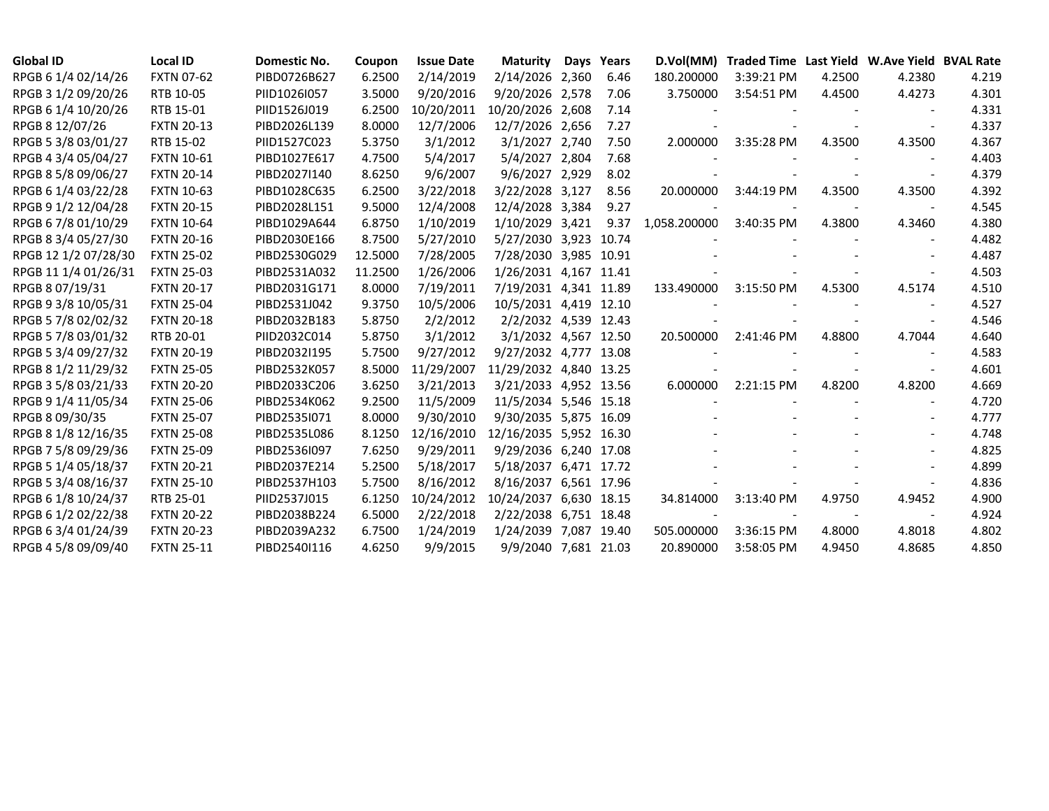| Global ID | Local ID | Domestic No. | Coupon | Issue Date | Maturity | Days | Years | D.Vol(MM) | Traded Time | Last Yield | W.Ave Yield | BVAL Rate |
|---|---|---|---|---|---|---|---|---|---|---|---|---|
| RPGB 6 1/4 02/14/26 | FXTN 07-62 | PIBD0726B627 | 6.2500 | 2/14/2019 | 2/14/2026 | 2,360 | 6.46 | 180.200000 | 3:39:21 PM | 4.2500 | 4.2380 | 4.219 |
| RPGB 3 1/2 09/20/26 | RTB 10-05 | PIID1026I057 | 3.5000 | 9/20/2016 | 9/20/2026 | 2,578 | 7.06 | 3.750000 | 3:54:51 PM | 4.4500 | 4.4273 | 4.301 |
| RPGB 6 1/4 10/20/26 | RTB 15-01 | PIID1526J019 | 6.2500 | 10/20/2011 | 10/20/2026 | 2,608 | 7.14 | - | - | - | - | 4.331 |
| RPGB 8 12/07/26 | FXTN 20-13 | PIBD2026L139 | 8.0000 | 12/7/2006 | 12/7/2026 | 2,656 | 7.27 | - | - | - | - | 4.337 |
| RPGB 5 3/8 03/01/27 | RTB 15-02 | PIID1527C023 | 5.3750 | 3/1/2012 | 3/1/2027 | 2,740 | 7.50 | 2.000000 | 3:35:28 PM | 4.3500 | 4.3500 | 4.367 |
| RPGB 4 3/4 05/04/27 | FXTN 10-61 | PIBD1027E617 | 4.7500 | 5/4/2017 | 5/4/2027 | 2,804 | 7.68 | - | - | - | - | 4.403 |
| RPGB 8 5/8 09/06/27 | FXTN 20-14 | PIBD2027I140 | 8.6250 | 9/6/2007 | 9/6/2027 | 2,929 | 8.02 | - | - | - | - | 4.379 |
| RPGB 6 1/4 03/22/28 | FXTN 10-63 | PIBD1028C635 | 6.2500 | 3/22/2018 | 3/22/2028 | 3,127 | 8.56 | 20.000000 | 3:44:19 PM | 4.3500 | 4.3500 | 4.392 |
| RPGB 9 1/2 12/04/28 | FXTN 20-15 | PIBD2028L151 | 9.5000 | 12/4/2008 | 12/4/2028 | 3,384 | 9.27 | - | - | - | - | 4.545 |
| RPGB 6 7/8 01/10/29 | FXTN 10-64 | PIBD1029A644 | 6.8750 | 1/10/2019 | 1/10/2029 | 3,421 | 9.37 | 1,058.200000 | 3:40:35 PM | 4.3800 | 4.3460 | 4.380 |
| RPGB 8 3/4 05/27/30 | FXTN 20-16 | PIBD2030E166 | 8.7500 | 5/27/2010 | 5/27/2030 | 3,923 | 10.74 | - | - | - | - | 4.482 |
| RPGB 12 1/2 07/28/30 | FXTN 25-02 | PIBD2530G029 | 12.5000 | 7/28/2005 | 7/28/2030 | 3,985 | 10.91 | - | - | - | - | 4.487 |
| RPGB 11 1/4 01/26/31 | FXTN 25-03 | PIBD2531A032 | 11.2500 | 1/26/2006 | 1/26/2031 | 4,167 | 11.41 | - | - | - | - | 4.503 |
| RPGB 8 07/19/31 | FXTN 20-17 | PIBD2031G171 | 8.0000 | 7/19/2011 | 7/19/2031 | 4,341 | 11.89 | 133.490000 | 3:15:50 PM | 4.5300 | 4.5174 | 4.510 |
| RPGB 9 3/8 10/05/31 | FXTN 25-04 | PIBD2531J042 | 9.3750 | 10/5/2006 | 10/5/2031 | 4,419 | 12.10 | - | - | - | - | 4.527 |
| RPGB 5 7/8 02/02/32 | FXTN 20-18 | PIBD2032B183 | 5.8750 | 2/2/2012 | 2/2/2032 | 4,539 | 12.43 | - | - | - | - | 4.546 |
| RPGB 5 7/8 03/01/32 | RTB 20-01 | PIID2032C014 | 5.8750 | 3/1/2012 | 3/1/2032 | 4,567 | 12.50 | 20.500000 | 2:41:46 PM | 4.8800 | 4.7044 | 4.640 |
| RPGB 5 3/4 09/27/32 | FXTN 20-19 | PIBD2032I195 | 5.7500 | 9/27/2012 | 9/27/2032 | 4,777 | 13.08 | - | - | - | - | 4.583 |
| RPGB 8 1/2 11/29/32 | FXTN 25-05 | PIBD2532K057 | 8.5000 | 11/29/2007 | 11/29/2032 | 4,840 | 13.25 | - | - | - | - | 4.601 |
| RPGB 3 5/8 03/21/33 | FXTN 20-20 | PIBD2033C206 | 3.6250 | 3/21/2013 | 3/21/2033 | 4,952 | 13.56 | 6.000000 | 2:21:15 PM | 4.8200 | 4.8200 | 4.669 |
| RPGB 9 1/4 11/05/34 | FXTN 25-06 | PIBD2534K062 | 9.2500 | 11/5/2009 | 11/5/2034 | 5,546 | 15.18 | - | - | - | - | 4.720 |
| RPGB 8 09/30/35 | FXTN 25-07 | PIBD2535I071 | 8.0000 | 9/30/2010 | 9/30/2035 | 5,875 | 16.09 | - | - | - | - | 4.777 |
| RPGB 8 1/8 12/16/35 | FXTN 25-08 | PIBD2535L086 | 8.1250 | 12/16/2010 | 12/16/2035 | 5,952 | 16.30 | - | - | - | - | 4.748 |
| RPGB 7 5/8 09/29/36 | FXTN 25-09 | PIBD2536I097 | 7.6250 | 9/29/2011 | 9/29/2036 | 6,240 | 17.08 | - | - | - | - | 4.825 |
| RPGB 5 1/4 05/18/37 | FXTN 20-21 | PIBD2037E214 | 5.2500 | 5/18/2017 | 5/18/2037 | 6,471 | 17.72 | - | - | - | - | 4.899 |
| RPGB 5 3/4 08/16/37 | FXTN 25-10 | PIBD2537H103 | 5.7500 | 8/16/2012 | 8/16/2037 | 6,561 | 17.96 | - | - | - | - | 4.836 |
| RPGB 6 1/8 10/24/37 | RTB 25-01 | PIID2537J015 | 6.1250 | 10/24/2012 | 10/24/2037 | 6,630 | 18.15 | 34.814000 | 3:13:40 PM | 4.9750 | 4.9452 | 4.900 |
| RPGB 6 1/2 02/22/38 | FXTN 20-22 | PIBD2038B224 | 6.5000 | 2/22/2018 | 2/22/2038 | 6,751 | 18.48 | - | - | - | - | 4.924 |
| RPGB 6 3/4 01/24/39 | FXTN 20-23 | PIBD2039A232 | 6.7500 | 1/24/2019 | 1/24/2039 | 7,087 | 19.40 | 505.000000 | 3:36:15 PM | 4.8000 | 4.8018 | 4.802 |
| RPGB 4 5/8 09/09/40 | FXTN 25-11 | PIBD2540I116 | 4.6250 | 9/9/2015 | 9/9/2040 | 7,681 | 21.03 | 20.890000 | 3:58:05 PM | 4.9450 | 4.8685 | 4.850 |